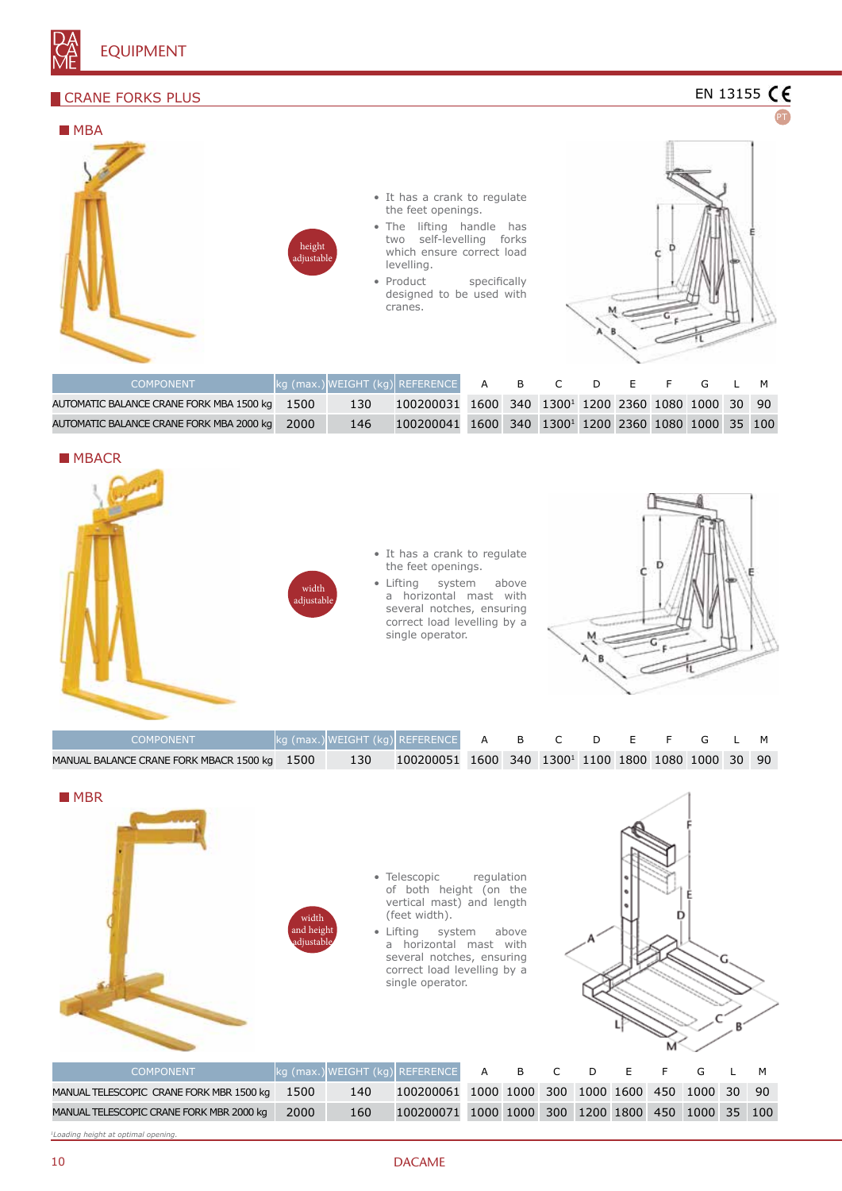# EQUIPMENT

## CRANE FORKS PLUS

EN 13155 CE

PT

### MBA

height adjustable

- It has a crank to regulate the feet openings.
- The lifting handle has two self-levelling forks which ensure correct load levelling.
- Product specifically designed to be used with cranes.

| COMPONENT | kg (max.) | WEIGHT (kg) | REFERENCE | A | B | C | D | E | F | G | L | M |
|---|---|---|---|---|---|---|---|---|---|---|---|---|
| AUTOMATIC BALANCE CRANE FORK MBA 1500 kg | 1500 | 130 | 100200031 | 1600 | 340 | 1300[1] | 1200 | 2360 | 1080 | 1000 | 30 | 90 |
| AUTOMATIC BALANCE CRANE FORK MBA 2000 kg | 2000 | 146 | 100200041 | 1600 | 340 | 1300[1] | 1200 | 2360 | 1080 | 1000 | 35 | 100 |

### MBACR

width adjustable

- It has a crank to regulate the feet openings.
- Lifting system above a horizontal mast with several notches, ensuring correct load levelling by a single operator.

| COMPONENT | kg (max.) | WEIGHT (kg) | REFERENCE | A | B | C | D | E | F | G | L | M |
|---|---|---|---|---|---|---|---|---|---|---|---|---|
| MANUAL BALANCE CRANE FORK MBACR 1500 kg | 1500 | 130 | 100200051 | 1600 | 340 | 1300[1] | 1100 | 1800 | 1080 | 1000 | 30 | 90 |

### MBR

width and height adjustable

- Telescopic regulation of both height (on the vertical mast) and length (feet width).
- Lifting system above a horizontal mast with several notches, ensuring correct load levelling by a single operator.

| COMPONENT | kg (max.) | WEIGHT (kg) | REFERENCE | A | B | C | D | E | F | G | L | M |
|---|---|---|---|---|---|---|---|---|---|---|---|---|
| MANUAL TELESCOPIC CRANE FORK MBR 1500 kg | 1500 | 140 | 100200061 | 1000 | 1000 | 300 | 1000 | 1600 | 450 | 1000 | 30 | 90 |
| MANUAL TELESCOPIC CRANE FORK MBR 2000 kg | 2000 | 160 | 100200071 | 1000 | 1000 | 300 | 1200 | 1800 | 450 | 1000 | 35 | 100 |

[1] *Loading height at optimal opening.*

DACAME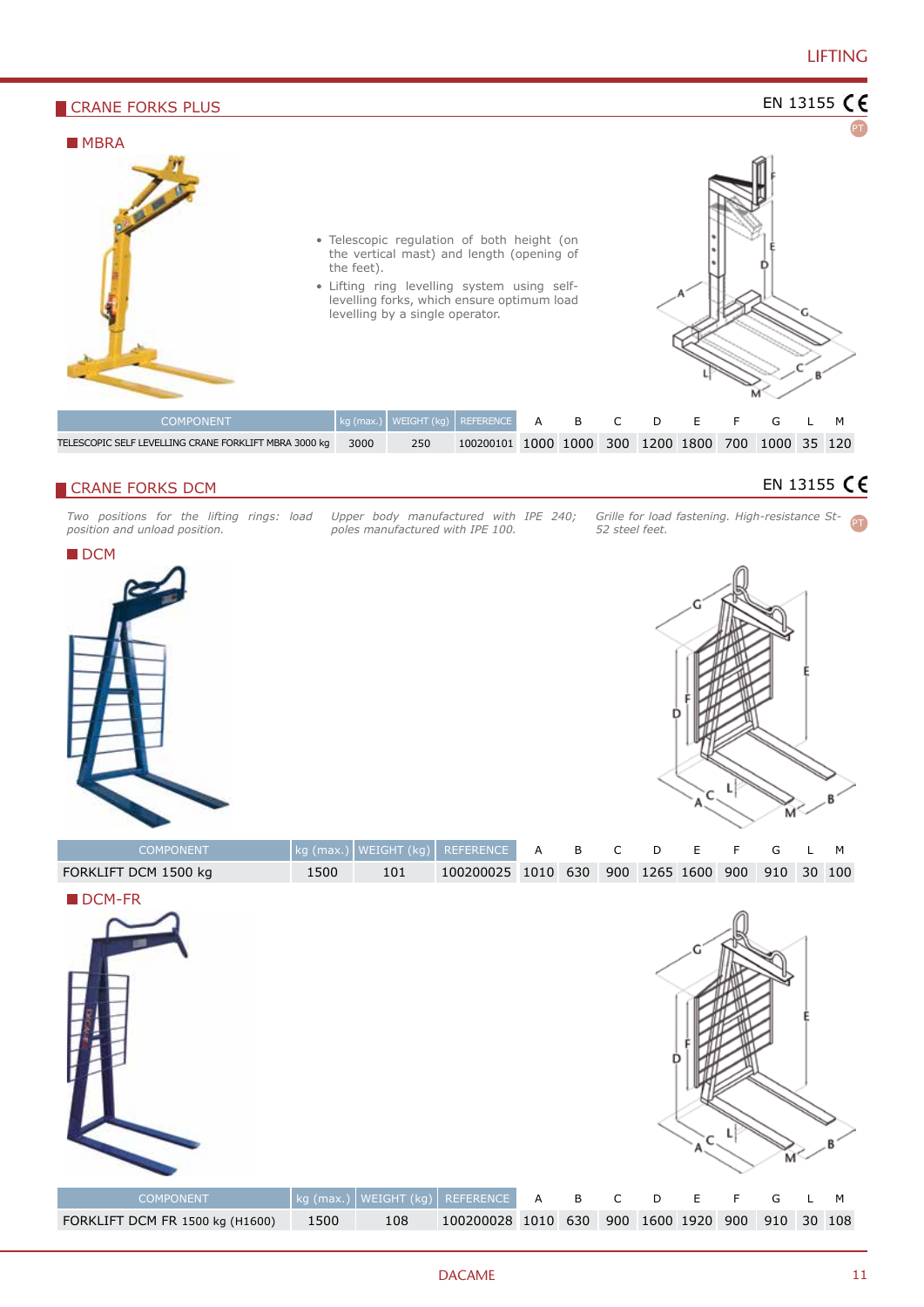## CRANE FORKS PLUS

EN 13155 CE

PT

### MBRA

- Telescopic regulation of both height (on the vertical mast) and length (opening of the feet).
- Lifting ring levelling system using self-levelling forks, which ensure optimum load levelling by a single operator.

| COMPONENT | kg (max.) | WEIGHT (kg) | REFERENCE | A | B | C | D | E | F | G | L | M |
|---|---|---|---|---|---|---|---|---|---|---|---|---|
| TELESCOPIC SELF LEVELLING CRANE FORKLIFT MBRA 3000 kg | 3000 | 250 | 100200101 | 1000 | 1000 | 300 | 1200 | 1800 | 700 | 1000 | 35 | 120 |

## CRANE FORKS DCM

EN 13155 CE

*Two positions for the lifting rings: load position and unload position.*

*Upper body manufactured with IPE 240; poles manufactured with IPE 100.*

*Grille for load fastening. High-resistance St-52 steel feet.*

PT

### DCM

| COMPONENT | kg (max.) | WEIGHT (kg) | REFERENCE | A | B | C | D | E | F | G | L | M |
|---|---|---|---|---|---|---|---|---|---|---|---|---|
| FORKLIFT DCM 1500 kg | 1500 | 101 | 100200025 | 1010 | 630 | 900 | 1265 | 1600 | 900 | 910 | 30 | 100 |

### DCM-FR

| COMPONENT | kg (max.) | WEIGHT (kg) | REFERENCE | A | B | C | D | E | F | G | L | M |
|---|---|---|---|---|---|---|---|---|---|---|---|---|
| FORKLIFT DCM FR 1500 kg (H1600) | 1500 | 108 | 100200028 | 1010 | 630 | 900 | 1600 | 1920 | 900 | 910 | 30 | 108 |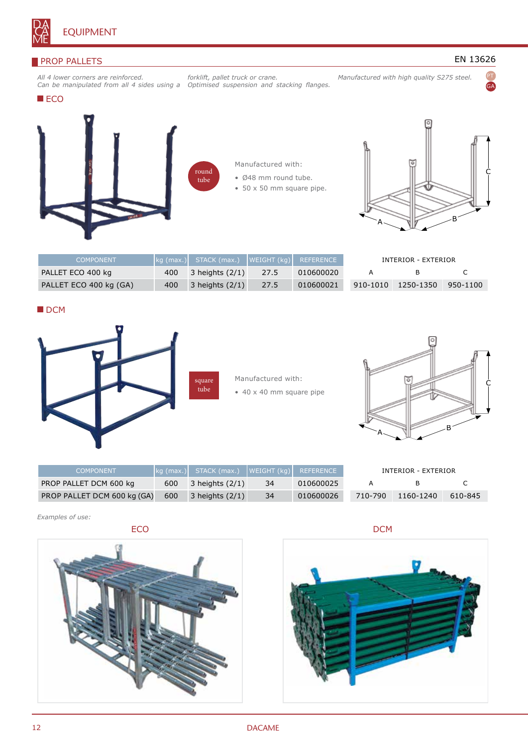## PROP PALLETS

EN 13626

*All 4 lower corners are reinforced. Can be manipulated from all 4 sides using a forklift, pallet truck or crane. Optimised suspension and stacking flanges. Manufactured with high quality S275 steel.*

PT GA

### ECO

round tube

Manufactured with:

- Ø48 mm round tube.
- 50 x 50 mm square pipe.

| COMPONENT | kg (max.) | STACK (max.) | WEIGHT (kg) | REFERENCE |
|---|---|---|---|---|
| PALLET ECO 400 kg | 400 | 3 heights (2/1) | 27.5 | 010600020 |
| PALLET ECO 400 kg (GA) | 400 | 3 heights (2/1) | 27.5 | 010600021 |

INTERIOR - EXTERIOR

| A | B | C |
|---|---|---|
| 910-1010 | 1250-1350 | 950-1100 |

### DCM

square tube

Manufactured with:

- 40 x 40 mm square pipe

| COMPONENT | kg (max.) | STACK (max.) | WEIGHT (kg) | REFERENCE |
|---|---|---|---|---|
| PROP PALLET DCM 600 kg | 600 | 3 heights (2/1) | 34 | 010600025 |
| PROP PALLET DCM 600 kg (GA) | 600 | 3 heights (2/1) | 34 | 010600026 |

INTERIOR - EXTERIOR

| A | B | C |
|---|---|---|
| 710-790 | 1160-1240 | 610-845 |

*Examples of use:*

ECO

DCM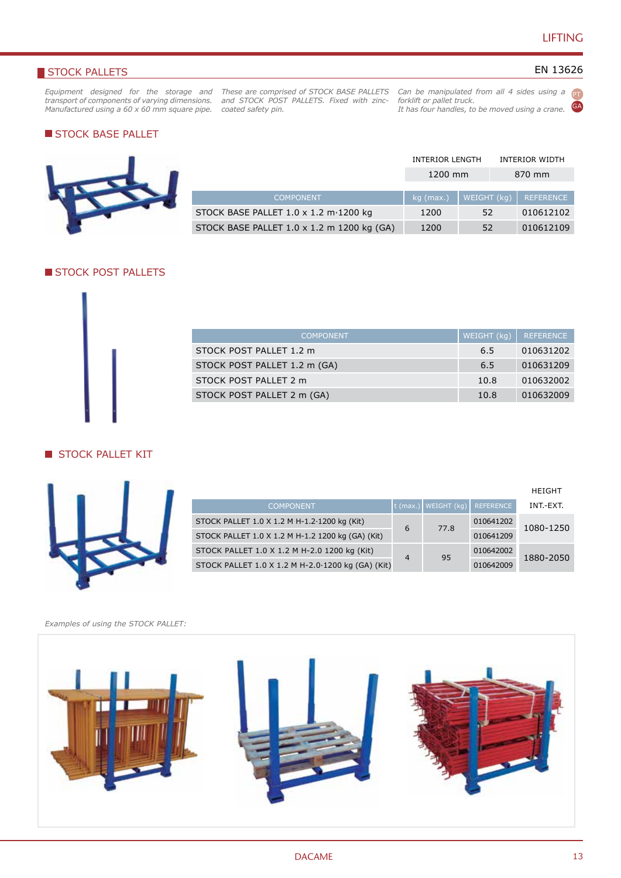## STOCK PALLETS

EN 13626

*Equipment designed for the storage and transport of components of varying dimensions. Manufactured using a 60 x 60 mm square pipe.*

*These are comprised of STOCK BASE PALLETS and STOCK POST PALLETS. Fixed with zinc-coated safety pin.*

*Can be manipulated from all 4 sides using a forklift or pallet truck. It has four handles, to be moved using a crane.*

PT GA

### STOCK BASE PALLET

| INTERIOR LENGTH | INTERIOR WIDTH |
|---|---|
| 1200 mm | 870 mm |

| COMPONENT | kg (max.) | WEIGHT (kg) | REFERENCE |
|---|---|---|---|
| STOCK BASE PALLET 1.0 x 1.2 m·1200 kg | 1200 | 52 | 010612102 |
| STOCK BASE PALLET 1.0 x 1.2 m 1200 kg (GA) | 1200 | 52 | 010612109 |

### STOCK POST PALLETS

| COMPONENT | WEIGHT (kg) | REFERENCE |
|---|---|---|
| STOCK POST PALLET 1.2 m | 6.5 | 010631202 |
| STOCK POST PALLET 1.2 m (GA) | 6.5 | 010631209 |
| STOCK POST PALLET 2 m | 10.8 | 010632002 |
| STOCK POST PALLET 2 m (GA) | 10.8 | 010632009 |

### STOCK PALLET KIT

| COMPONENT | t (max.) | WEIGHT (kg) | REFERENCE | HEIGHT INT.-EXT. |
|---|---|---|---|---|
| STOCK PALLET 1.0 X 1.2 M H-1.2·1200 kg (Kit) | 6 | 77.8 | 010641202 | 1080-1250 |
| STOCK PALLET 1.0 X 1.2 M H-1.2 1200 kg (GA) (Kit) | | | 010641209 | |
| STOCK PALLET 1.0 X 1.2 M H-2.0 1200 kg (Kit) | 4 | 95 | 010642002 | 1880-2050 |
| STOCK PALLET 1.0 X 1.2 M H-2.0·1200 kg (GA) (Kit) | | | 010642009 | |

*Examples of using the STOCK PALLET:*